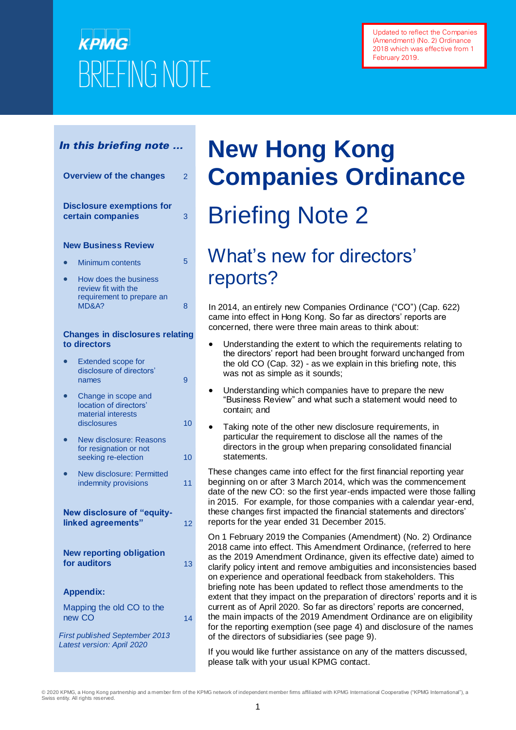KPMG

BRIEFING NOTE

Updated to reflect the Companies (Amendment) (No. 2) Ordinance 2018 which was effective from 1 February 2019.

***In this briefing note …***

**Overview of the changes** 2

**Disclosure exemptions for certain companies** 3

**New Business Review**

- Minimum contents 5
- How does the business review fit with the requirement to prepare an MD&A? 8

**Changes in disclosures relating to directors**

- Extended scope for disclosure of directors' names 9
- Change in scope and location of directors' material interests disclosures 10
- New disclosure: Reasons for resignation or not seeking re-election 10
- New disclosure: Permitted indemnity provisions 11

**New disclosure of "equity-linked agreements"** 12

**New reporting obligation for auditors** 13

**Appendix:**

Mapping the old CO to the new CO 14

*First published September 2013*
*Latest version: April 2020*

# New Hong Kong Companies Ordinance

# Briefing Note 2

## What's new for directors' reports?

In 2014, an entirely new Companies Ordinance ("CO") (Cap. 622) came into effect in Hong Kong. So far as directors' reports are concerned, there were three main areas to think about:

- Understanding the extent to which the requirements relating to the directors' report had been brought forward unchanged from the old CO (Cap. 32) - as we explain in this briefing note, this was not as simple as it sounds;
- Understanding which companies have to prepare the new "Business Review" and what such a statement would need to contain; and
- Taking note of the other new disclosure requirements, in particular the requirement to disclose all the names of the directors in the group when preparing consolidated financial statements.

These changes came into effect for the first financial reporting year beginning on or after 3 March 2014, which was the commencement date of the new CO: so the first year-ends impacted were those falling in 2015. For example, for those companies with a calendar year-end, these changes first impacted the financial statements and directors' reports for the year ended 31 December 2015.

On 1 February 2019 the Companies (Amendment) (No. 2) Ordinance 2018 came into effect. This Amendment Ordinance, (referred to here as the 2019 Amendment Ordinance, given its effective date) aimed to clarify policy intent and remove ambiguities and inconsistencies based on experience and operational feedback from stakeholders. This briefing note has been updated to reflect those amendments to the extent that they impact on the preparation of directors' reports and it is current as of April 2020. So far as directors' reports are concerned, the main impacts of the 2019 Amendment Ordinance are on eligibility for the reporting exemption (see page 4) and disclosure of the names of the directors of subsidiaries (see page 9).

If you would like further assistance on any of the matters discussed, please talk with your usual KPMG contact.

© 2020 KPMG, a Hong Kong partnership and a member firm of the KPMG network of independent member firms affiliated with KPMG International Cooperative ("KPMG International"), a Swiss entity. All rights reserved.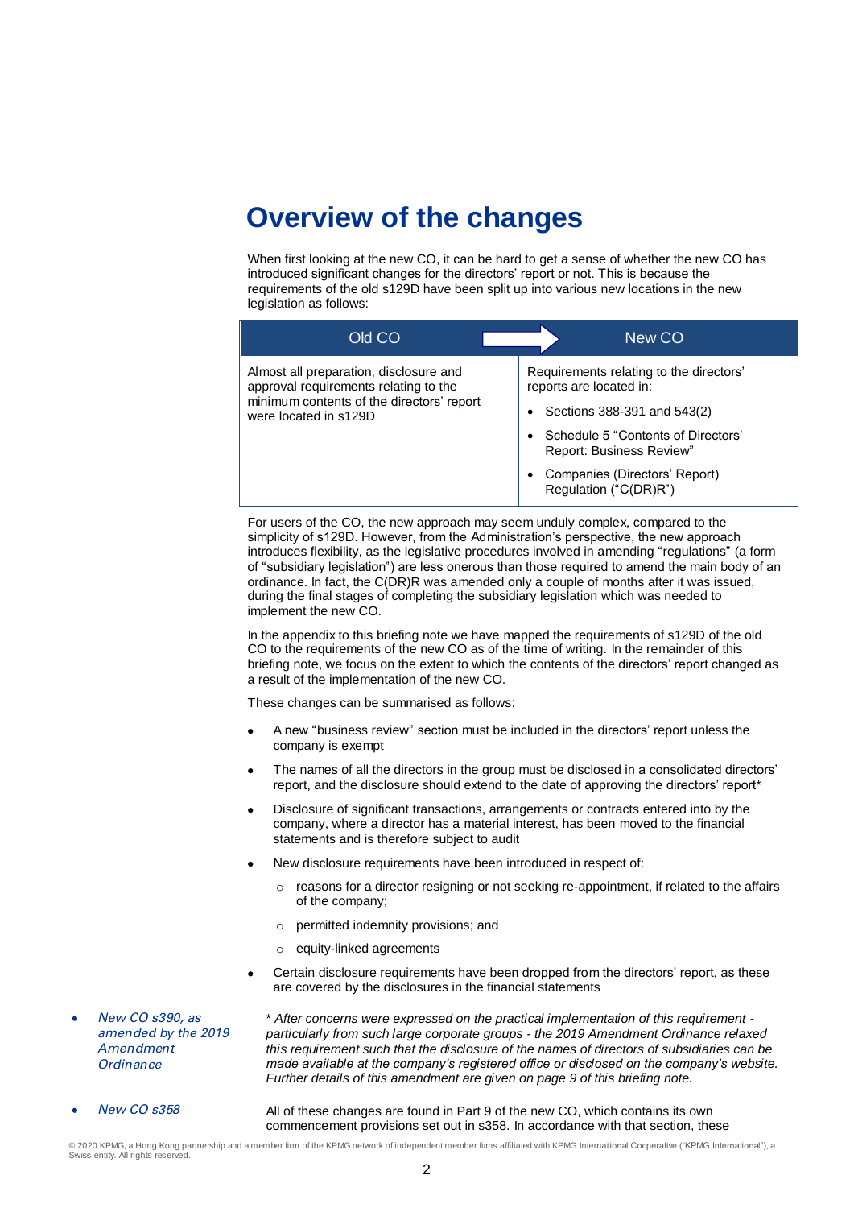# Overview of the changes

When first looking at the new CO, it can be hard to get a sense of whether the new CO has introduced significant changes for the directors' report or not. This is because the requirements of the old s129D have been split up into various new locations in the new legislation as follows:

| Old CO | New CO |
|---|---|
| Almost all preparation, disclosure and approval requirements relating to the minimum contents of the directors' report were located in s129D | Requirements relating to the directors' reports are located in:<br>• Sections 388-391 and 543(2)<br>• Schedule 5 "Contents of Directors' Report: Business Review"<br>• Companies (Directors' Report) Regulation ("C(DR)R") |

For users of the CO, the new approach may seem unduly complex, compared to the simplicity of s129D. However, from the Administration's perspective, the new approach introduces flexibility, as the legislative procedures involved in amending "regulations" (a form of "subsidiary legislation") are less onerous than those required to amend the main body of an ordinance. In fact, the C(DR)R was amended only a couple of months after it was issued, during the final stages of completing the subsidiary legislation which was needed to implement the new CO.

In the appendix to this briefing note we have mapped the requirements of s129D of the old CO to the requirements of the new CO as of the time of writing. In the remainder of this briefing note, we focus on the extent to which the contents of the directors' report changed as a result of the implementation of the new CO.

These changes can be summarised as follows:

- A new "business review" section must be included in the directors' report unless the company is exempt
- The names of all the directors in the group must be disclosed in a consolidated directors' report, and the disclosure should extend to the date of approving the directors' report*
- Disclosure of significant transactions, arrangements or contracts entered into by the company, where a director has a material interest, has been moved to the financial statements and is therefore subject to audit
- New disclosure requirements have been introduced in respect of:
  - reasons for a director resigning or not seeking re-appointment, if related to the affairs of the company;
  - permitted indemnity provisions; and
  - equity-linked agreements
- Certain disclosure requirements have been dropped from the directors' report, as these are covered by the disclosures in the financial statements

- *New CO s390, as amended by the 2019 Amendment Ordinance*

*\* After concerns were expressed on the practical implementation of this requirement - particularly from such large corporate groups - the 2019 Amendment Ordinance relaxed this requirement such that the disclosure of the names of directors of subsidiaries can be made available at the company's registered office or disclosed on the company's website. Further details of this amendment are given on page 9 of this briefing note.*

- *New CO s358*

All of these changes are found in Part 9 of the new CO, which contains its own commencement provisions set out in s358. In accordance with that section, these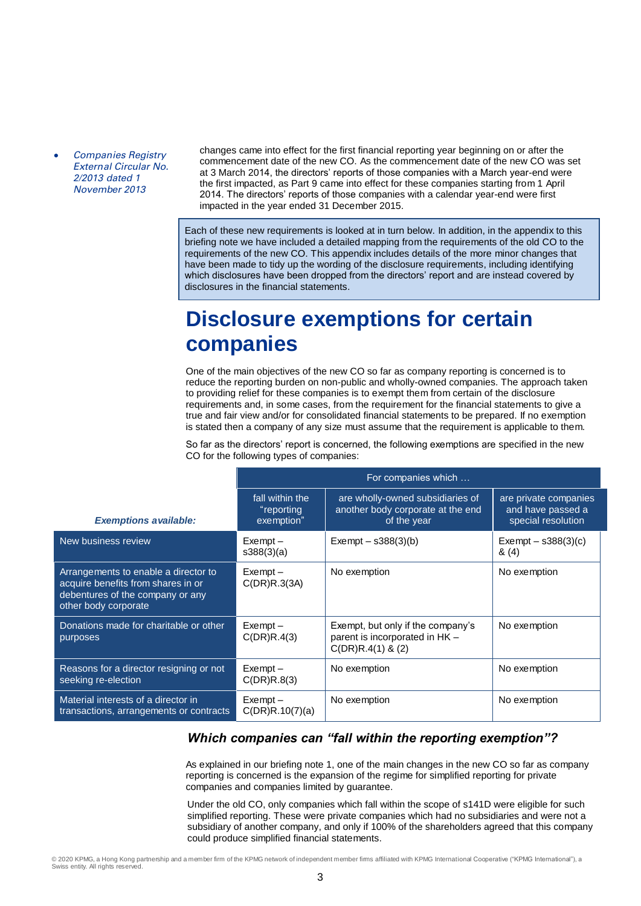- *Companies Registry External Circular No. 2/2013 dated 1 November 2013*

changes came into effect for the first financial reporting year beginning on or after the commencement date of the new CO. As the commencement date of the new CO was set at 3 March 2014, the directors' reports of those companies with a March year-end were the first impacted, as Part 9 came into effect for these companies starting from 1 April 2014. The directors' reports of those companies with a calendar year-end were first impacted in the year ended 31 December 2015.

Each of these new requirements is looked at in turn below. In addition, in the appendix to this briefing note we have included a detailed mapping from the requirements of the old CO to the requirements of the new CO. This appendix includes details of the more minor changes that have been made to tidy up the wording of the disclosure requirements, including identifying which disclosures have been dropped from the directors' report and are instead covered by disclosures in the financial statements.

# Disclosure exemptions for certain companies

One of the main objectives of the new CO so far as company reporting is concerned is to reduce the reporting burden on non-public and wholly-owned companies. The approach taken to providing relief for these companies is to exempt them from certain of the disclosure requirements and, in some cases, from the requirement for the financial statements to give a true and fair view and/or for consolidated financial statements to be prepared. If no exemption is stated then a company of any size must assume that the requirement is applicable to them.

So far as the directors' report is concerned, the following exemptions are specified in the new CO for the following types of companies:

| | For companies which … | | |
|---|---|---|---|
| ***Exemptions available:*** | fall within the "reporting exemption" | are wholly-owned subsidiaries of another body corporate at the end of the year | are private companies and have passed a special resolution |
| New business review | Exempt – s388(3)(a) | Exempt – s388(3)(b) | Exempt – s388(3)(c) & (4) |
| Arrangements to enable a director to acquire benefits from shares in or debentures of the company or any other body corporate | Exempt – C(DR)R.3(3A) | No exemption | No exemption |
| Donations made for charitable or other purposes | Exempt – C(DR)R.4(3) | Exempt, but only if the company's parent is incorporated in HK – C(DR)R.4(1) & (2) | No exemption |
| Reasons for a director resigning or not seeking re-election | Exempt – C(DR)R.8(3) | No exemption | No exemption |
| Material interests of a director in transactions, arrangements or contracts | Exempt – C(DR)R.10(7)(a) | No exemption | No exemption |

### *Which companies can "fall within the reporting exemption"?*

As explained in our briefing note 1, one of the main changes in the new CO so far as company reporting is concerned is the expansion of the regime for simplified reporting for private companies and companies limited by guarantee.

Under the old CO, only companies which fall within the scope of s141D were eligible for such simplified reporting. These were private companies which had no subsidiaries and were not a subsidiary of another company, and only if 100% of the shareholders agreed that this company could produce simplified financial statements.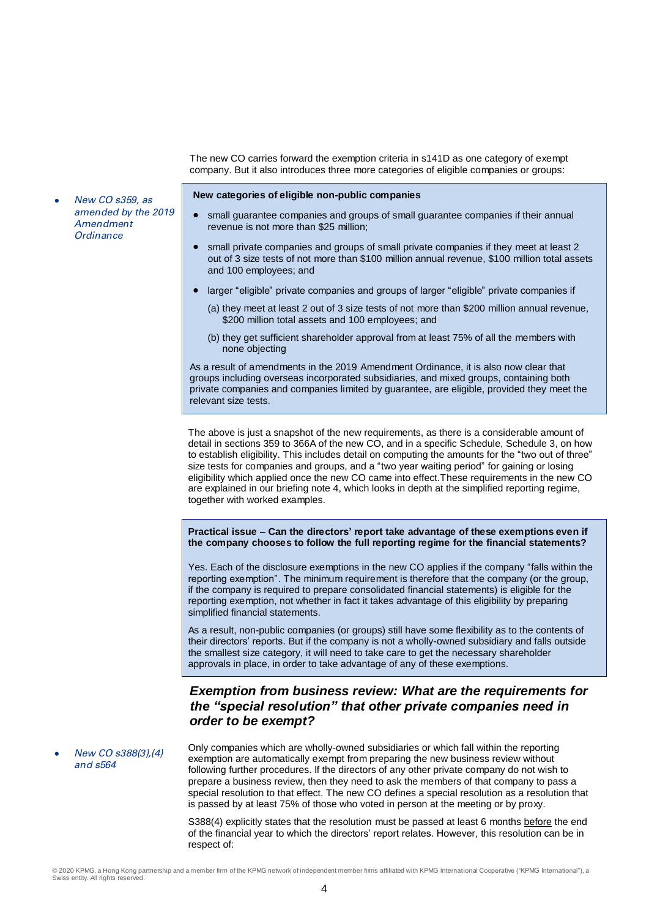The new CO carries forward the exemption criteria in s141D as one category of exempt company. But it also introduces three more categories of eligible companies or groups:

- *New CO s359, as amended by the 2019 Amendment Ordinance*

**New categories of eligible non-public companies**

- small guarantee companies and groups of small guarantee companies if their annual revenue is not more than $25 million;
- small private companies and groups of small private companies if they meet at least 2 out of 3 size tests of not more than $100 million annual revenue, $100 million total assets and 100 employees; and
- larger "eligible" private companies and groups of larger "eligible" private companies if
  - (a) they meet at least 2 out of 3 size tests of not more than $200 million annual revenue, $200 million total assets and 100 employees; and
  - (b) they get sufficient shareholder approval from at least 75% of all the members with none objecting

As a result of amendments in the 2019 Amendment Ordinance, it is also now clear that groups including overseas incorporated subsidiaries, and mixed groups, containing both private companies and companies limited by guarantee, are eligible, provided they meet the relevant size tests.

The above is just a snapshot of the new requirements, as there is a considerable amount of detail in sections 359 to 366A of the new CO, and in a specific Schedule, Schedule 3, on how to establish eligibility. This includes detail on computing the amounts for the "two out of three" size tests for companies and groups, and a "two year waiting period" for gaining or losing eligibility which applied once the new CO came into effect.These requirements in the new CO are explained in our briefing note 4, which looks in depth at the simplified reporting regime, together with worked examples.

**Practical issue – Can the directors' report take advantage of these exemptions even if the company chooses to follow the full reporting regime for the financial statements?**

Yes. Each of the disclosure exemptions in the new CO applies if the company "falls within the reporting exemption". The minimum requirement is therefore that the company (or the group, if the company is required to prepare consolidated financial statements) is eligible for the reporting exemption, not whether in fact it takes advantage of this eligibility by preparing simplified financial statements.

As a result, non-public companies (or groups) still have some flexibility as to the contents of their directors' reports. But if the company is not a wholly-owned subsidiary and falls outside the smallest size category, it will need to take care to get the necessary shareholder approvals in place, in order to take advantage of any of these exemptions.

## *Exemption from business review: What are the requirements for the "special resolution" that other private companies need in order to be exempt?*

- *New CO s388(3),(4) and s564*

Only companies which are wholly-owned subsidiaries or which fall within the reporting exemption are automatically exempt from preparing the new business review without following further procedures. If the directors of any other private company do not wish to prepare a business review, then they need to ask the members of that company to pass a special resolution to that effect. The new CO defines a special resolution as a resolution that is passed by at least 75% of those who voted in person at the meeting or by proxy.

S388(4) explicitly states that the resolution must be passed at least 6 months before the end of the financial year to which the directors' report relates. However, this resolution can be in respect of: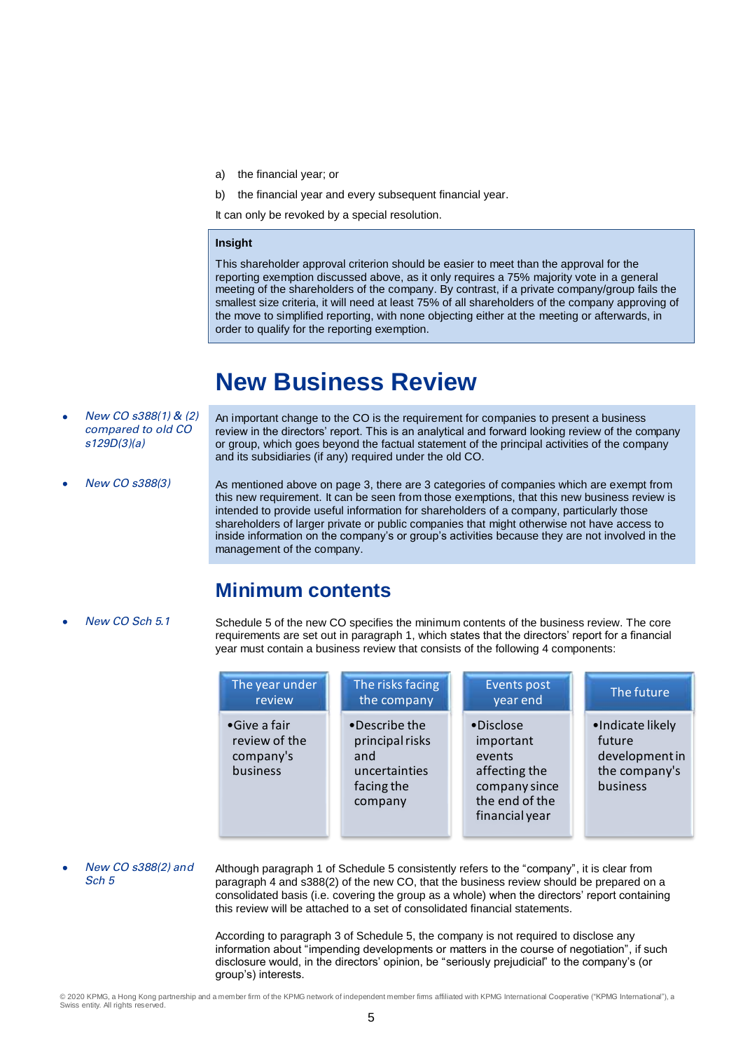a) the financial year; or

b) the financial year and every subsequent financial year.

It can only be revoked by a special resolution.

> **Insight**
>
> This shareholder approval criterion should be easier to meet than the approval for the reporting exemption discussed above, as it only requires a 75% majority vote in a general meeting of the shareholders of the company. By contrast, if a private company/group fails the smallest size criteria, it will need at least 75% of all shareholders of the company approving of the move to simplified reporting, with none objecting either at the meeting or afterwards, in order to qualify for the reporting exemption.

# New Business Review

- *New CO s388(1) & (2) compared to old CO s129D(3)(a)*

An important change to the CO is the requirement for companies to present a business review in the directors' report. This is an analytical and forward looking review of the company or group, which goes beyond the factual statement of the principal activities of the company and its subsidiaries (if any) required under the old CO.

- *New CO s388(3)*

As mentioned above on page 3, there are 3 categories of companies which are exempt from this new requirement. It can be seen from those exemptions, that this new business review is intended to provide useful information for shareholders of a company, particularly those shareholders of larger private or public companies that might otherwise not have access to inside information on the company's or group's activities because they are not involved in the management of the company.

## Minimum contents

- *New CO Sch 5.1*

Schedule 5 of the new CO specifies the minimum contents of the business review. The core requirements are set out in paragraph 1, which states that the directors' report for a financial year must contain a business review that consists of the following 4 components:

| The year under review | The risks facing the company | Events post year end | The future |
|---|---|---|---|
| • Give a fair review of the company's business | • Describe the principal risks and uncertainties facing the company | • Disclose important events affecting the company since the end of the financial year | • Indicate likely future development in the company's business |

- *New CO s388(2) and Sch 5*

Although paragraph 1 of Schedule 5 consistently refers to the "company", it is clear from paragraph 4 and s388(2) of the new CO, that the business review should be prepared on a consolidated basis (i.e. covering the group as a whole) when the directors' report containing this review will be attached to a set of consolidated financial statements.

According to paragraph 3 of Schedule 5, the company is not required to disclose any information about "impending developments or matters in the course of negotiation", if such disclosure would, in the directors' opinion, be "seriously prejudicial" to the company's (or group's) interests.

© 2020 KPMG, a Hong Kong partnership and a member firm of the KPMG network of independent member firms affiliated with KPMG International Cooperative ("KPMG International"), a Swiss entity. All rights reserved.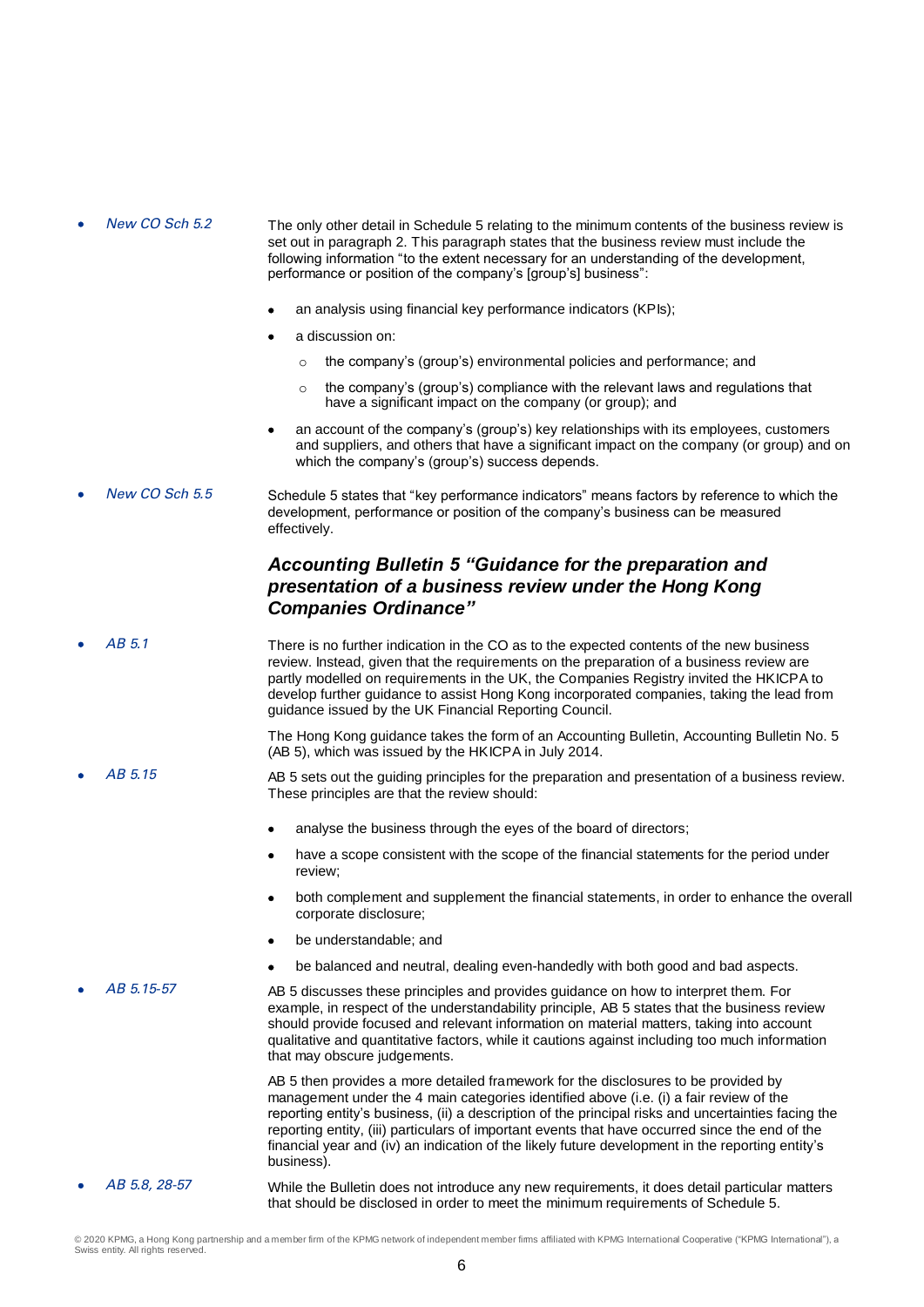- *New CO Sch 5.2*

The only other detail in Schedule 5 relating to the minimum contents of the business review is set out in paragraph 2. This paragraph states that the business review must include the following information "to the extent necessary for an understanding of the development, performance or position of the company's [group's] business":

- an analysis using financial key performance indicators (KPIs);
- a discussion on:
  - the company's (group's) environmental policies and performance; and
  - the company's (group's) compliance with the relevant laws and regulations that have a significant impact on the company (or group); and
- an account of the company's (group's) key relationships with its employees, customers and suppliers, and others that have a significant impact on the company (or group) and on which the company's (group's) success depends.

- *New CO Sch 5.5*

Schedule 5 states that "key performance indicators" means factors by reference to which the development, performance or position of the company's business can be measured effectively.

### *Accounting Bulletin 5 "Guidance for the preparation and presentation of a business review under the Hong Kong Companies Ordinance"*

- *AB 5.1*

There is no further indication in the CO as to the expected contents of the new business review. Instead, given that the requirements on the preparation of a business review are partly modelled on requirements in the UK, the Companies Registry invited the HKICPA to develop further guidance to assist Hong Kong incorporated companies, taking the lead from guidance issued by the UK Financial Reporting Council.

The Hong Kong guidance takes the form of an Accounting Bulletin, Accounting Bulletin No. 5 (AB 5), which was issued by the HKICPA in July 2014.

- *AB 5.15*

AB 5 sets out the guiding principles for the preparation and presentation of a business review. These principles are that the review should:

- analyse the business through the eyes of the board of directors;
- have a scope consistent with the scope of the financial statements for the period under review;
- both complement and supplement the financial statements, in order to enhance the overall corporate disclosure;
- be understandable; and
- be balanced and neutral, dealing even-handedly with both good and bad aspects.

- *AB 5.15-57*

AB 5 discusses these principles and provides guidance on how to interpret them. For example, in respect of the understandability principle, AB 5 states that the business review should provide focused and relevant information on material matters, taking into account qualitative and quantitative factors, while it cautions against including too much information that may obscure judgements.

AB 5 then provides a more detailed framework for the disclosures to be provided by management under the 4 main categories identified above (i.e. (i) a fair review of the reporting entity's business, (ii) a description of the principal risks and uncertainties facing the reporting entity, (iii) particulars of important events that have occurred since the end of the financial year and (iv) an indication of the likely future development in the reporting entity's business).

- *AB 5.8, 28-57*

While the Bulletin does not introduce any new requirements, it does detail particular matters that should be disclosed in order to meet the minimum requirements of Schedule 5.

© 2020 KPMG, a Hong Kong partnership and a member firm of the KPMG network of independent member firms affiliated with KPMG International Cooperative ("KPMG International"), a Swiss entity. All rights reserved.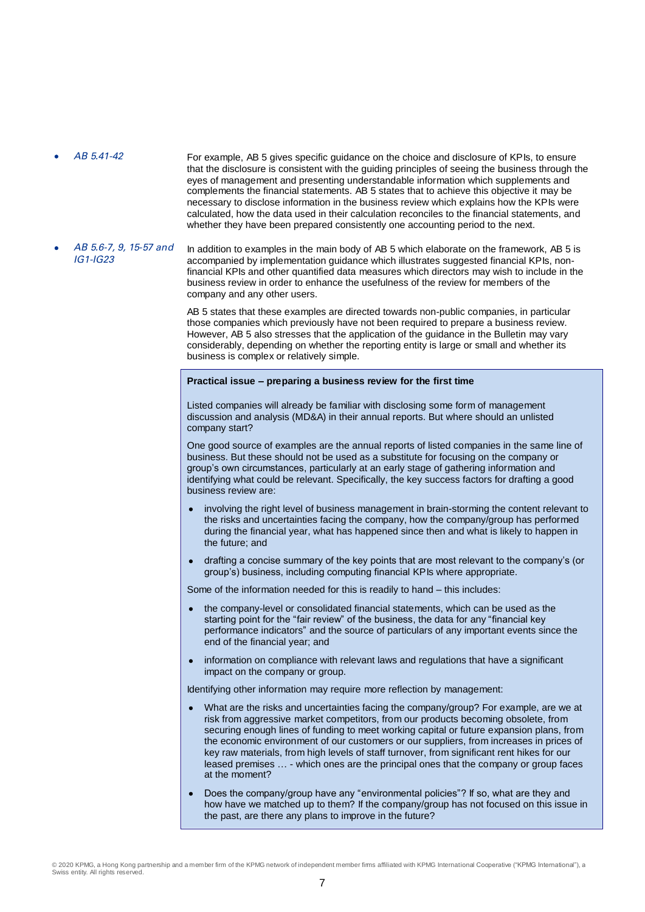- *AB 5.41-42*

For example, AB 5 gives specific guidance on the choice and disclosure of KPIs, to ensure that the disclosure is consistent with the guiding principles of seeing the business through the eyes of management and presenting understandable information which supplements and complements the financial statements. AB 5 states that to achieve this objective it may be necessary to disclose information in the business review which explains how the KPIs were calculated, how the data used in their calculation reconciles to the financial statements, and whether they have been prepared consistently one accounting period to the next.

- *AB 5.6-7, 9, 15-57 and IG1-IG23*

In addition to examples in the main body of AB 5 which elaborate on the framework, AB 5 is accompanied by implementation guidance which illustrates suggested financial KPIs, non-financial KPIs and other quantified data measures which directors may wish to include in the business review in order to enhance the usefulness of the review for members of the company and any other users.

AB 5 states that these examples are directed towards non-public companies, in particular those companies which previously have not been required to prepare a business review. However, AB 5 also stresses that the application of the guidance in the Bulletin may vary considerably, depending on whether the reporting entity is large or small and whether its business is complex or relatively simple.

**Practical issue – preparing a business review for the first time**

Listed companies will already be familiar with disclosing some form of management discussion and analysis (MD&A) in their annual reports. But where should an unlisted company start?

One good source of examples are the annual reports of listed companies in the same line of business. But these should not be used as a substitute for focusing on the company or group's own circumstances, particularly at an early stage of gathering information and identifying what could be relevant. Specifically, the key success factors for drafting a good business review are:

- involving the right level of business management in brain-storming the content relevant to the risks and uncertainties facing the company, how the company/group has performed during the financial year, what has happened since then and what is likely to happen in the future; and
- drafting a concise summary of the key points that are most relevant to the company's (or group's) business, including computing financial KPIs where appropriate.

Some of the information needed for this is readily to hand – this includes:

- the company-level or consolidated financial statements, which can be used as the starting point for the "fair review" of the business, the data for any "financial key performance indicators" and the source of particulars of any important events since the end of the financial year; and
- information on compliance with relevant laws and regulations that have a significant impact on the company or group.

Identifying other information may require more reflection by management:

- What are the risks and uncertainties facing the company/group? For example, are we at risk from aggressive market competitors, from our products becoming obsolete, from securing enough lines of funding to meet working capital or future expansion plans, from the economic environment of our customers or our suppliers, from increases in prices of key raw materials, from high levels of staff turnover, from significant rent hikes for our leased premises … - which ones are the principal ones that the company or group faces at the moment?
- Does the company/group have any "environmental policies"? If so, what are they and how have we matched up to them? If the company/group has not focused on this issue in the past, are there any plans to improve in the future?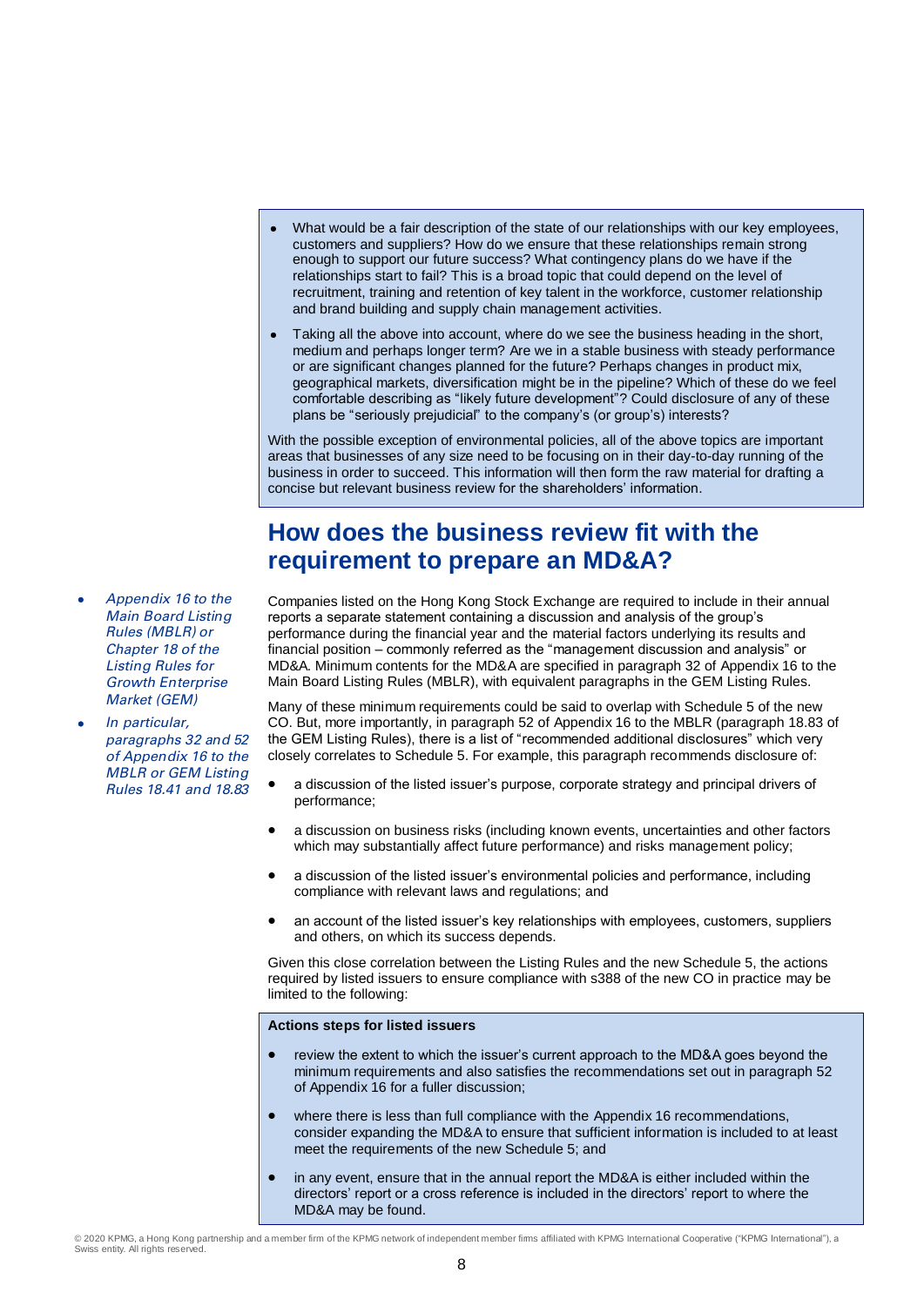- What would be a fair description of the state of our relationships with our key employees, customers and suppliers? How do we ensure that these relationships remain strong enough to support our future success? What contingency plans do we have if the relationships start to fail? This is a broad topic that could depend on the level of recruitment, training and retention of key talent in the workforce, customer relationship and brand building and supply chain management activities.
- Taking all the above into account, where do we see the business heading in the short, medium and perhaps longer term? Are we in a stable business with steady performance or are significant changes planned for the future? Perhaps changes in product mix, geographical markets, diversification might be in the pipeline? Which of these do we feel comfortable describing as "likely future development"? Could disclosure of any of these plans be "seriously prejudicial" to the company's (or group's) interests?

With the possible exception of environmental policies, all of the above topics are important areas that businesses of any size need to be focusing on in their day-to-day running of the business in order to succeed. This information will then form the raw material for drafting a concise but relevant business review for the shareholders' information.

## How does the business review fit with the requirement to prepare an MD&A?

- *Appendix 16 to the Main Board Listing Rules (MBLR) or Chapter 18 of the Listing Rules for Growth Enterprise Market (GEM)*
- *In particular, paragraphs 32 and 52 of Appendix 16 to the MBLR or GEM Listing Rules 18.41 and 18.83*

Companies listed on the Hong Kong Stock Exchange are required to include in their annual reports a separate statement containing a discussion and analysis of the group's performance during the financial year and the material factors underlying its results and financial position – commonly referred as the "management discussion and analysis" or MD&A. Minimum contents for the MD&A are specified in paragraph 32 of Appendix 16 to the Main Board Listing Rules (MBLR), with equivalent paragraphs in the GEM Listing Rules.

Many of these minimum requirements could be said to overlap with Schedule 5 of the new CO. But, more importantly, in paragraph 52 of Appendix 16 to the MBLR (paragraph 18.83 of the GEM Listing Rules), there is a list of "recommended additional disclosures" which very closely correlates to Schedule 5. For example, this paragraph recommends disclosure of:

- a discussion of the listed issuer's purpose, corporate strategy and principal drivers of performance;
- a discussion on business risks (including known events, uncertainties and other factors which may substantially affect future performance) and risks management policy;
- a discussion of the listed issuer's environmental policies and performance, including compliance with relevant laws and regulations; and
- an account of the listed issuer's key relationships with employees, customers, suppliers and others, on which its success depends.

Given this close correlation between the Listing Rules and the new Schedule 5, the actions required by listed issuers to ensure compliance with s388 of the new CO in practice may be limited to the following:

**Actions steps for listed issuers**

- review the extent to which the issuer's current approach to the MD&A goes beyond the minimum requirements and also satisfies the recommendations set out in paragraph 52 of Appendix 16 for a fuller discussion;
- where there is less than full compliance with the Appendix 16 recommendations, consider expanding the MD&A to ensure that sufficient information is included to at least meet the requirements of the new Schedule 5; and
- in any event, ensure that in the annual report the MD&A is either included within the directors' report or a cross reference is included in the directors' report to where the MD&A may be found.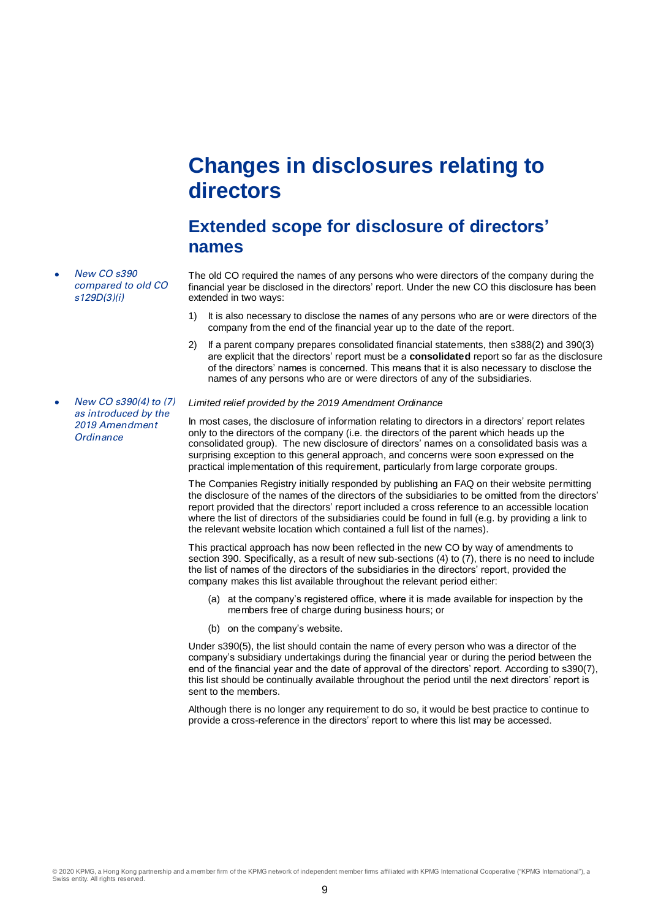# Changes in disclosures relating to directors

## Extended scope for disclosure of directors' names

- *New CO s390 compared to old CO s129D(3)(i)*

The old CO required the names of any persons who were directors of the company during the financial year be disclosed in the directors' report. Under the new CO this disclosure has been extended in two ways:

1) It is also necessary to disclose the names of any persons who are or were directors of the company from the end of the financial year up to the date of the report.
2) If a parent company prepares consolidated financial statements, then s388(2) and 390(3) are explicit that the directors' report must be a **consolidated** report so far as the disclosure of the directors' names is concerned. This means that it is also necessary to disclose the names of any persons who are or were directors of any of the subsidiaries.

- *New CO s390(4) to (7) as introduced by the 2019 Amendment Ordinance*

*Limited relief provided by the 2019 Amendment Ordinance*

In most cases, the disclosure of information relating to directors in a directors' report relates only to the directors of the company (i.e. the directors of the parent which heads up the consolidated group). The new disclosure of directors' names on a consolidated basis was a surprising exception to this general approach, and concerns were soon expressed on the practical implementation of this requirement, particularly from large corporate groups.

The Companies Registry initially responded by publishing an FAQ on their website permitting the disclosure of the names of the directors of the subsidiaries to be omitted from the directors' report provided that the directors' report included a cross reference to an accessible location where the list of directors of the subsidiaries could be found in full (e.g. by providing a link to the relevant website location which contained a full list of the names).

This practical approach has now been reflected in the new CO by way of amendments to section 390. Specifically, as a result of new sub-sections (4) to (7), there is no need to include the list of names of the directors of the subsidiaries in the directors' report, provided the company makes this list available throughout the relevant period either:

(a) at the company's registered office, where it is made available for inspection by the members free of charge during business hours; or

(b) on the company's website.

Under s390(5), the list should contain the name of every person who was a director of the company's subsidiary undertakings during the financial year or during the period between the end of the financial year and the date of approval of the directors' report. According to s390(7), this list should be continually available throughout the period until the next directors' report is sent to the members.

Although there is no longer any requirement to do so, it would be best practice to continue to provide a cross-reference in the directors' report to where this list may be accessed.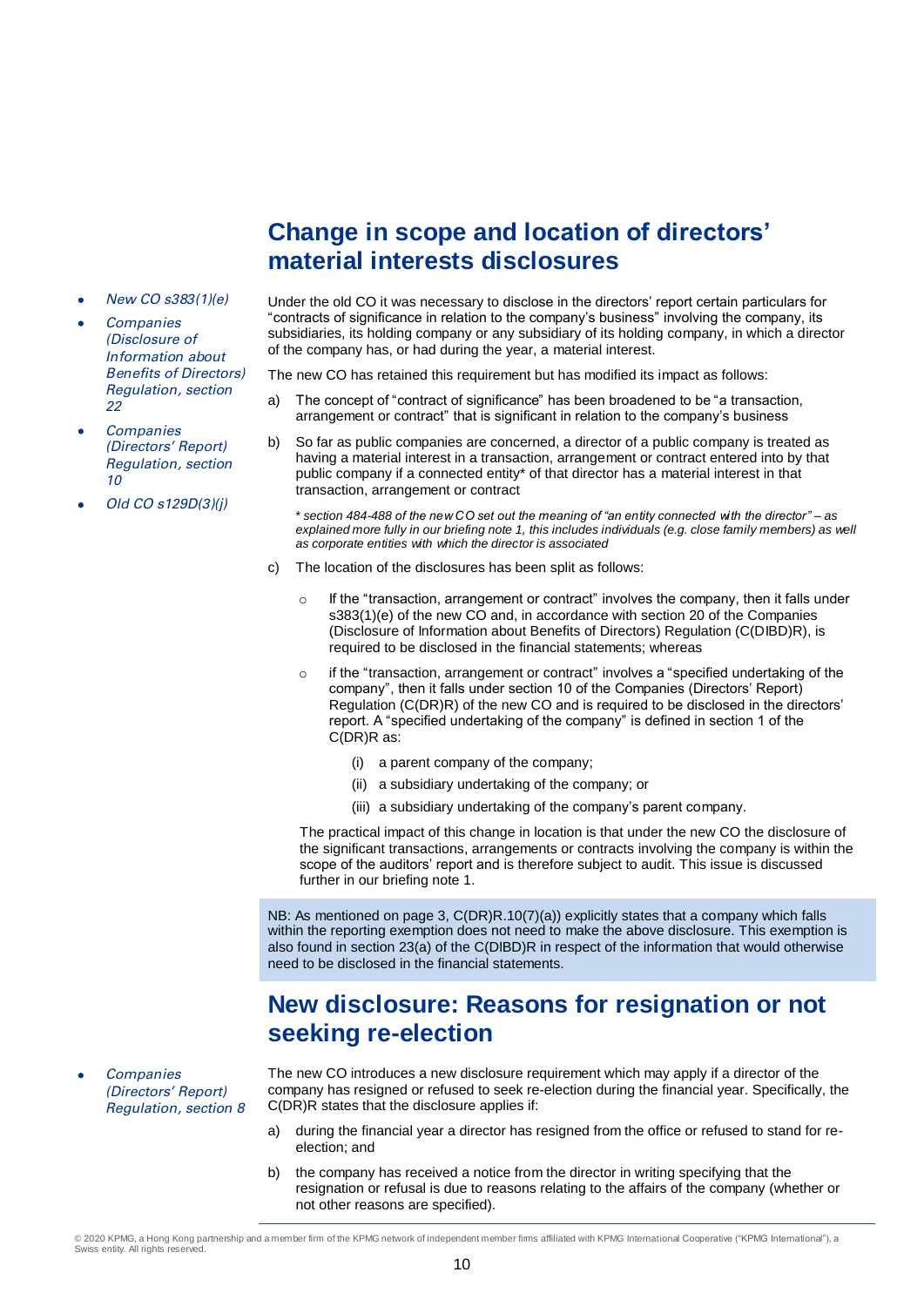## Change in scope and location of directors' material interests disclosures

- *New CO s383(1)(e)*
- *Companies (Disclosure of Information about Benefits of Directors) Regulation, section 22*
- *Companies (Directors' Report) Regulation, section 10*
- *Old CO s129D(3)(j)*

Under the old CO it was necessary to disclose in the directors' report certain particulars for "contracts of significance in relation to the company's business" involving the company, its subsidiaries, its holding company or any subsidiary of its holding company, in which a director of the company has, or had during the year, a material interest.

The new CO has retained this requirement but has modified its impact as follows:

a) The concept of "contract of significance" has been broadened to be "a transaction, arrangement or contract" that is significant in relation to the company's business

b) So far as public companies are concerned, a director of a public company is treated as having a material interest in a transaction, arrangement or contract entered into by that public company if a connected entity* of that director has a material interest in that transaction, arrangement or contract

*\* section 484-488 of the new CO set out the meaning of "an entity connected with the director" – as explained more fully in our briefing note 1, this includes individuals (e.g. close family members) as well as corporate entities with which the director is associated*

c) The location of the disclosures has been split as follows:

- If the "transaction, arrangement or contract" involves the company, then it falls under s383(1)(e) of the new CO and, in accordance with section 20 of the Companies (Disclosure of Information about Benefits of Directors) Regulation (C(DIBD)R), is required to be disclosed in the financial statements; whereas
- if the "transaction, arrangement or contract" involves a "specified undertaking of the company", then it falls under section 10 of the Companies (Directors' Report) Regulation (C(DR)R) of the new CO and is required to be disclosed in the directors' report. A "specified undertaking of the company" is defined in section 1 of the C(DR)R as:
  - (i) a parent company of the company;
  - (ii) a subsidiary undertaking of the company; or
  - (iii) a subsidiary undertaking of the company's parent company.

The practical impact of this change in location is that under the new CO the disclosure of the significant transactions, arrangements or contracts involving the company is within the scope of the auditors' report and is therefore subject to audit. This issue is discussed further in our briefing note 1.

NB: As mentioned on page 3, C(DR)R.10(7)(a)) explicitly states that a company which falls within the reporting exemption does not need to make the above disclosure. This exemption is also found in section 23(a) of the C(DIBD)R in respect of the information that would otherwise need to be disclosed in the financial statements.

## New disclosure: Reasons for resignation or not seeking re-election

- *Companies (Directors' Report) Regulation, section 8*

The new CO introduces a new disclosure requirement which may apply if a director of the company has resigned or refused to seek re-election during the financial year. Specifically, the C(DR)R states that the disclosure applies if:

a) during the financial year a director has resigned from the office or refused to stand for re-election; and

b) the company has received a notice from the director in writing specifying that the resignation or refusal is due to reasons relating to the affairs of the company (whether or not other reasons are specified).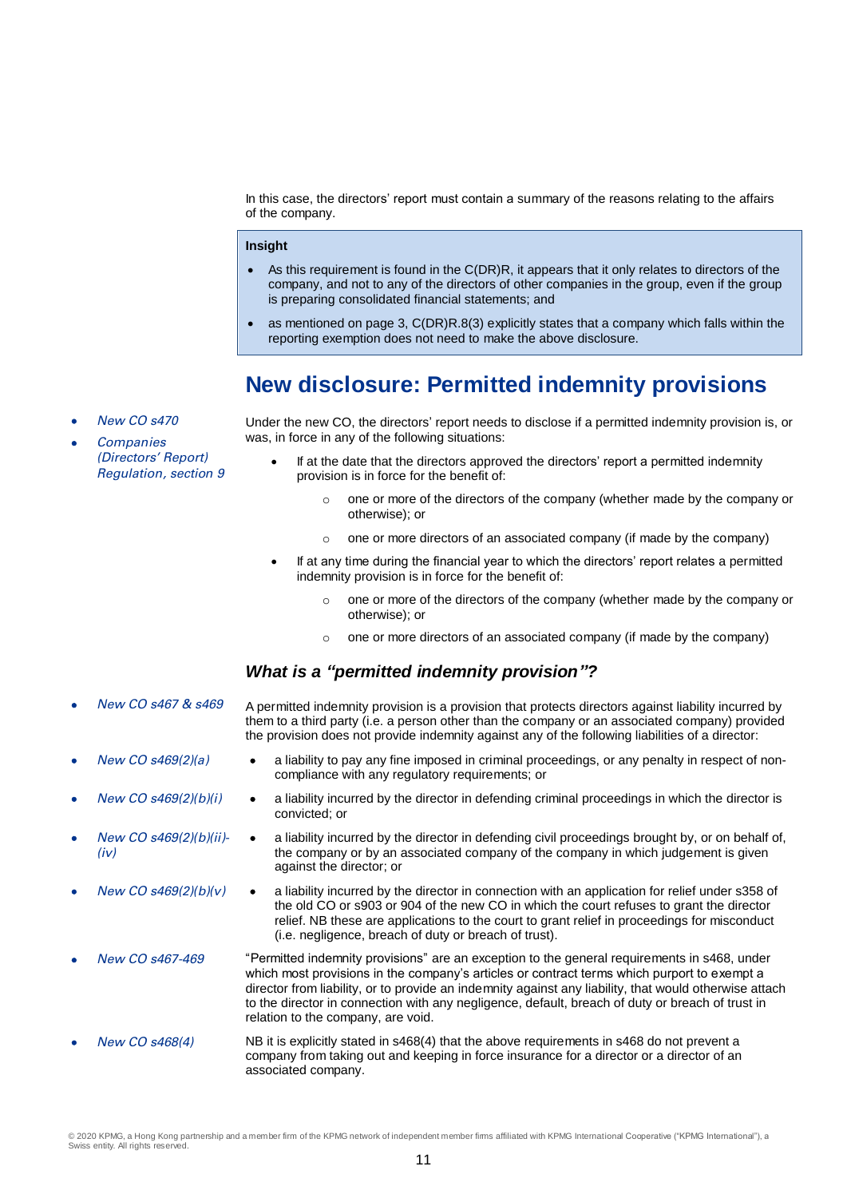In this case, the directors' report must contain a summary of the reasons relating to the affairs of the company.

> **Insight**
>
> - As this requirement is found in the C(DR)R, it appears that it only relates to directors of the company, and not to any of the directors of other companies in the group, even if the group is preparing consolidated financial statements; and
> - as mentioned on page 3, C(DR)R.8(3) explicitly states that a company which falls within the reporting exemption does not need to make the above disclosure.

## New disclosure: Permitted indemnity provisions

- *New CO s470*
- *Companies (Directors' Report) Regulation, section 9*

Under the new CO, the directors' report needs to disclose if a permitted indemnity provision is, or was, in force in any of the following situations:

- If at the date that the directors approved the directors' report a permitted indemnity provision is in force for the benefit of:
  - one or more of the directors of the company (whether made by the company or otherwise); or
  - one or more directors of an associated company (if made by the company)
- If at any time during the financial year to which the directors' report relates a permitted indemnity provision is in force for the benefit of:
  - one or more of the directors of the company (whether made by the company or otherwise); or
  - one or more directors of an associated company (if made by the company)

### *What is a "permitted indemnity provision"?*

- *New CO s467 & s469*

A permitted indemnity provision is a provision that protects directors against liability incurred by them to a third party (i.e. a person other than the company or an associated company) provided the provision does not provide indemnity against any of the following liabilities of a director:

- *New CO s469(2)(a)*
- a liability to pay any fine imposed in criminal proceedings, or any penalty in respect of non-compliance with any regulatory requirements; or

- *New CO s469(2)(b)(i)*
- a liability incurred by the director in defending criminal proceedings in which the director is convicted; or

- *New CO s469(2)(b)(ii)-(iv)*
- a liability incurred by the director in defending civil proceedings brought by, or on behalf of, the company or by an associated company of the company in which judgement is given against the director; or

- *New CO s469(2)(b)(v)*
- a liability incurred by the director in connection with an application for relief under s358 of the old CO or s903 or 904 of the new CO in which the court refuses to grant the director relief. NB these are applications to the court to grant relief in proceedings for misconduct (i.e. negligence, breach of duty or breach of trust).

- *New CO s467-469*

"Permitted indemnity provisions" are an exception to the general requirements in s468, under which most provisions in the company's articles or contract terms which purport to exempt a director from liability, or to provide an indemnity against any liability, that would otherwise attach to the director in connection with any negligence, default, breach of duty or breach of trust in relation to the company, are void.

- *New CO s468(4)*

NB it is explicitly stated in s468(4) that the above requirements in s468 do not prevent a company from taking out and keeping in force insurance for a director or a director of an associated company.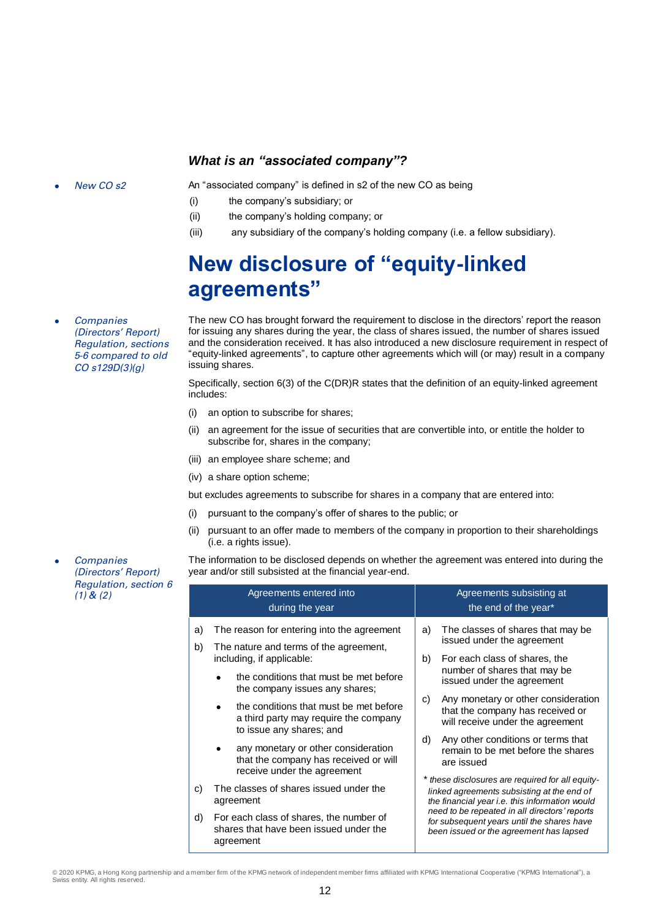### *What is an "associated company"?*

- *New CO s2*

An "associated company" is defined in s2 of the new CO as being

(i) the company's subsidiary; or

(ii) the company's holding company; or

(iii) any subsidiary of the company's holding company (i.e. a fellow subsidiary).

# New disclosure of "equity-linked agreements"

- *Companies (Directors' Report) Regulation, sections 5-6 compared to old CO s129D(3)(g)*

The new CO has brought forward the requirement to disclose in the directors' report the reason for issuing any shares during the year, the class of shares issued, the number of shares issued and the consideration received. It has also introduced a new disclosure requirement in respect of "equity-linked agreements", to capture other agreements which will (or may) result in a company issuing shares.

Specifically, section 6(3) of the C(DR)R states that the definition of an equity-linked agreement includes:

(i) an option to subscribe for shares;

(ii) an agreement for the issue of securities that are convertible into, or entitle the holder to subscribe for, shares in the company;

(iii) an employee share scheme; and

(iv) a share option scheme;

but excludes agreements to subscribe for shares in a company that are entered into:

(i) pursuant to the company's offer of shares to the public; or

(ii) pursuant to an offer made to members of the company in proportion to their shareholdings (i.e. a rights issue).

- *Companies (Directors' Report) Regulation, section 6 (1) & (2)*

The information to be disclosed depends on whether the agreement was entered into during the year and/or still subsisted at the financial year-end.

| Agreements entered into during the year | Agreements subsisting at the end of the year* |
|---|---|
| a) The reason for entering into the agreement<br>b) The nature and terms of the agreement, including, if applicable:<br>• the conditions that must be met before the company issues any shares;<br>• the conditions that must be met before a third party may require the company to issue any shares; and<br>• any monetary or other consideration that the company has received or will receive under the agreement<br>c) The classes of shares issued under the agreement<br>d) For each class of shares, the number of shares that have been issued under the agreement | a) The classes of shares that may be issued under the agreement<br>b) For each class of shares, the number of shares that may be issued under the agreement<br>c) Any monetary or other consideration that the company has received or will receive under the agreement<br>d) Any other conditions or terms that remain to be met before the shares are issued<br>*\* these disclosures are required for all equity-linked agreements subsisting at the end of the financial year i.e. this information would need to be repeated in all directors' reports for subsequent years until the shares have been issued or the agreement has lapsed* |

© 2020 KPMG, a Hong Kong partnership and a member firm of the KPMG network of independent member firms affiliated with KPMG International Cooperative ("KPMG International"), a Swiss entity. All rights reserved.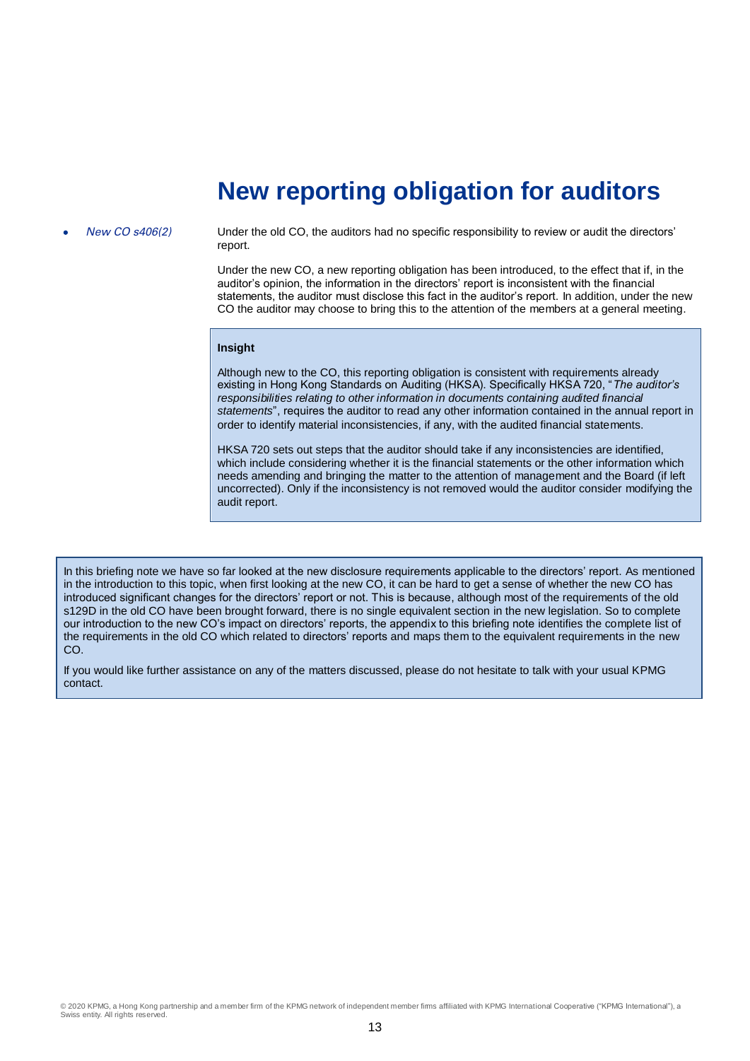# New reporting obligation for auditors

- *New CO s406(2)*

Under the old CO, the auditors had no specific responsibility to review or audit the directors' report.

Under the new CO, a new reporting obligation has been introduced, to the effect that if, in the auditor's opinion, the information in the directors' report is inconsistent with the financial statements, the auditor must disclose this fact in the auditor's report. In addition, under the new CO the auditor may choose to bring this to the attention of the members at a general meeting.

> **Insight**
>
> Although new to the CO, this reporting obligation is consistent with requirements already existing in Hong Kong Standards on Auditing (HKSA). Specifically HKSA 720, "*The auditor's responsibilities relating to other information in documents containing audited financial statements*", requires the auditor to read any other information contained in the annual report in order to identify material inconsistencies, if any, with the audited financial statements.
>
> HKSA 720 sets out steps that the auditor should take if any inconsistencies are identified, which include considering whether it is the financial statements or the other information which needs amending and bringing the matter to the attention of management and the Board (if left uncorrected). Only if the inconsistency is not removed would the auditor consider modifying the audit report.

> In this briefing note we have so far looked at the new disclosure requirements applicable to the directors' report. As mentioned in the introduction to this topic, when first looking at the new CO, it can be hard to get a sense of whether the new CO has introduced significant changes for the directors' report or not. This is because, although most of the requirements of the old s129D in the old CO have been brought forward, there is no single equivalent section in the new legislation. So to complete our introduction to the new CO's impact on directors' reports, the appendix to this briefing note identifies the complete list of the requirements in the old CO which related to directors' reports and maps them to the equivalent requirements in the new CO.
>
> If you would like further assistance on any of the matters discussed, please do not hesitate to talk with your usual KPMG contact.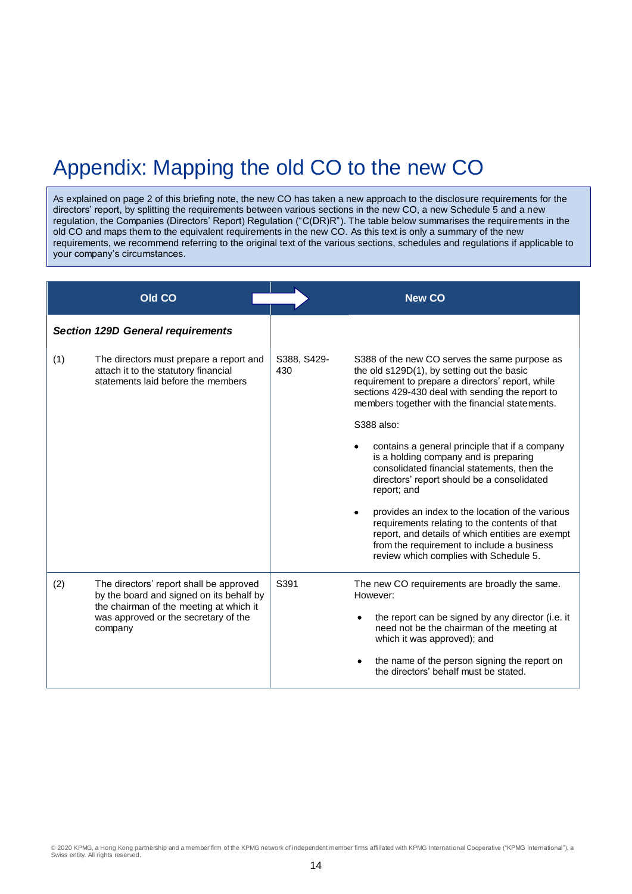# Appendix: Mapping the old CO to the new CO

As explained on page 2 of this briefing note, the new CO has taken a new approach to the disclosure requirements for the directors' report, by splitting the requirements between various sections in the new CO, a new Schedule 5 and a new regulation, the Companies (Directors' Report) Regulation ("C(DR)R"). The table below summarises the requirements in the old CO and maps them to the equivalent requirements in the new CO. As this text is only a summary of the new requirements, we recommend referring to the original text of the various sections, schedules and regulations if applicable to your company's circumstances.

| Old CO | | | New CO |
|---|---|---|---|
| ***Section 129D General requirements*** | | | |
| (1) | The directors must prepare a report and attach it to the statutory financial statements laid before the members | S388, S429-430 | S388 of the new CO serves the same purpose as the old s129D(1), by setting out the basic requirement to prepare a directors' report, while sections 429-430 deal with sending the report to members together with the financial statements.<br><br>S388 also:<br><br>• contains a general principle that if a company is a holding company and is preparing consolidated financial statements, then the directors' report should be a consolidated report; and<br><br>• provides an index to the location of the various requirements relating to the contents of that report, and details of which entities are exempt from the requirement to include a business review which complies with Schedule 5. |
| (2) | The directors' report shall be approved by the board and signed on its behalf by the chairman of the meeting at which it was approved or the secretary of the company | S391 | The new CO requirements are broadly the same. However:<br><br>• the report can be signed by any director (i.e. it need not be the chairman of the meeting at which it was approved); and<br><br>• the name of the person signing the report on the directors' behalf must be stated. |

© 2020 KPMG, a Hong Kong partnership and a member firm of the KPMG network of independent member firms affiliated with KPMG International Cooperative ("KPMG International"), a Swiss entity. All rights reserved.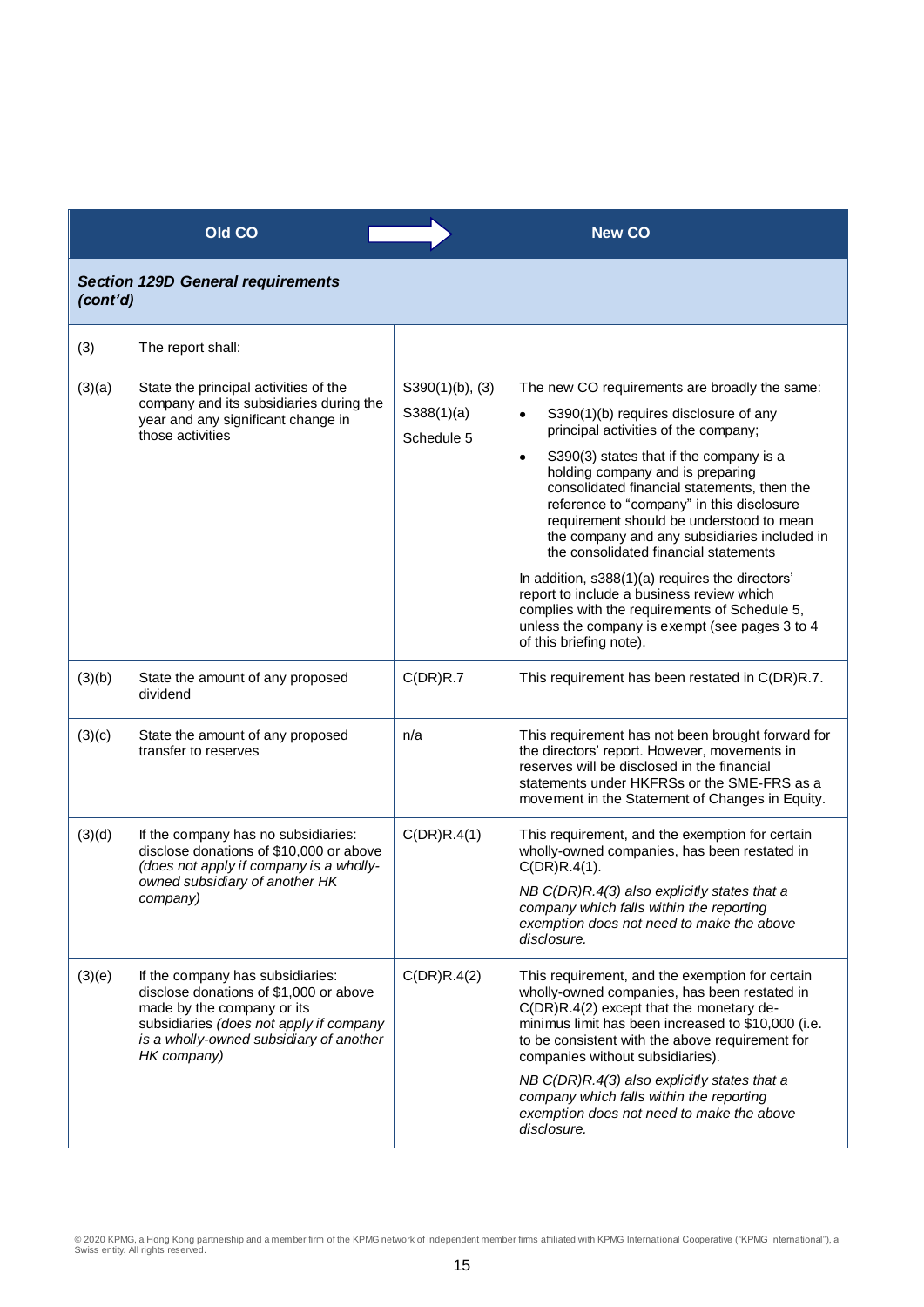| Old CO | | New CO | |
|---|---|---|---|
| ***Section 129D General requirements (cont'd)*** | | | |
| (3) | The report shall: | | |
| (3)(a) | State the principal activities of the company and its subsidiaries during the year and any significant change in those activities | S390(1)(b), (3)<br>S388(1)(a)<br>Schedule 5 | The new CO requirements are broadly the same:<br>• S390(1)(b) requires disclosure of any principal activities of the company;<br>• S390(3) states that if the company is a holding company and is preparing consolidated financial statements, then the reference to "company" in this disclosure requirement should be understood to mean the company and any subsidiaries included in the consolidated financial statements<br><br>In addition, s388(1)(a) requires the directors' report to include a business review which complies with the requirements of Schedule 5, unless the company is exempt (see pages 3 to 4 of this briefing note). |
| (3)(b) | State the amount of any proposed dividend | C(DR)R.7 | This requirement has been restated in C(DR)R.7. |
| (3)(c) | State the amount of any proposed transfer to reserves | n/a | This requirement has not been brought forward for the directors' report. However, movements in reserves will be disclosed in the financial statements under HKFRSs or the SME-FRS as a movement in the Statement of Changes in Equity. |
| (3)(d) | If the company has no subsidiaries: disclose donations of $10,000 or above *(does not apply if company is a wholly-owned subsidiary of another HK company)* | C(DR)R.4(1) | This requirement, and the exemption for certain wholly-owned companies, has been restated in C(DR)R.4(1).<br><br>*NB C(DR)R.4(3) also explicitly states that a company which falls within the reporting exemption does not need to make the above disclosure.* |
| (3)(e) | If the company has subsidiaries: disclose donations of $1,000 or above made by the company or its subsidiaries *(does not apply if company is a wholly-owned subsidiary of another HK company)* | C(DR)R.4(2) | This requirement, and the exemption for certain wholly-owned companies, has been restated in C(DR)R.4(2) except that the monetary de-minimus limit has been increased to $10,000 (i.e. to be consistent with the above requirement for companies without subsidiaries).<br><br>*NB C(DR)R.4(3) also explicitly states that a company which falls within the reporting exemption does not need to make the above disclosure.* |

© 2020 KPMG, a Hong Kong partnership and a member firm of the KPMG network of independent member firms affiliated with KPMG International Cooperative ("KPMG International"), a Swiss entity. All rights reserved.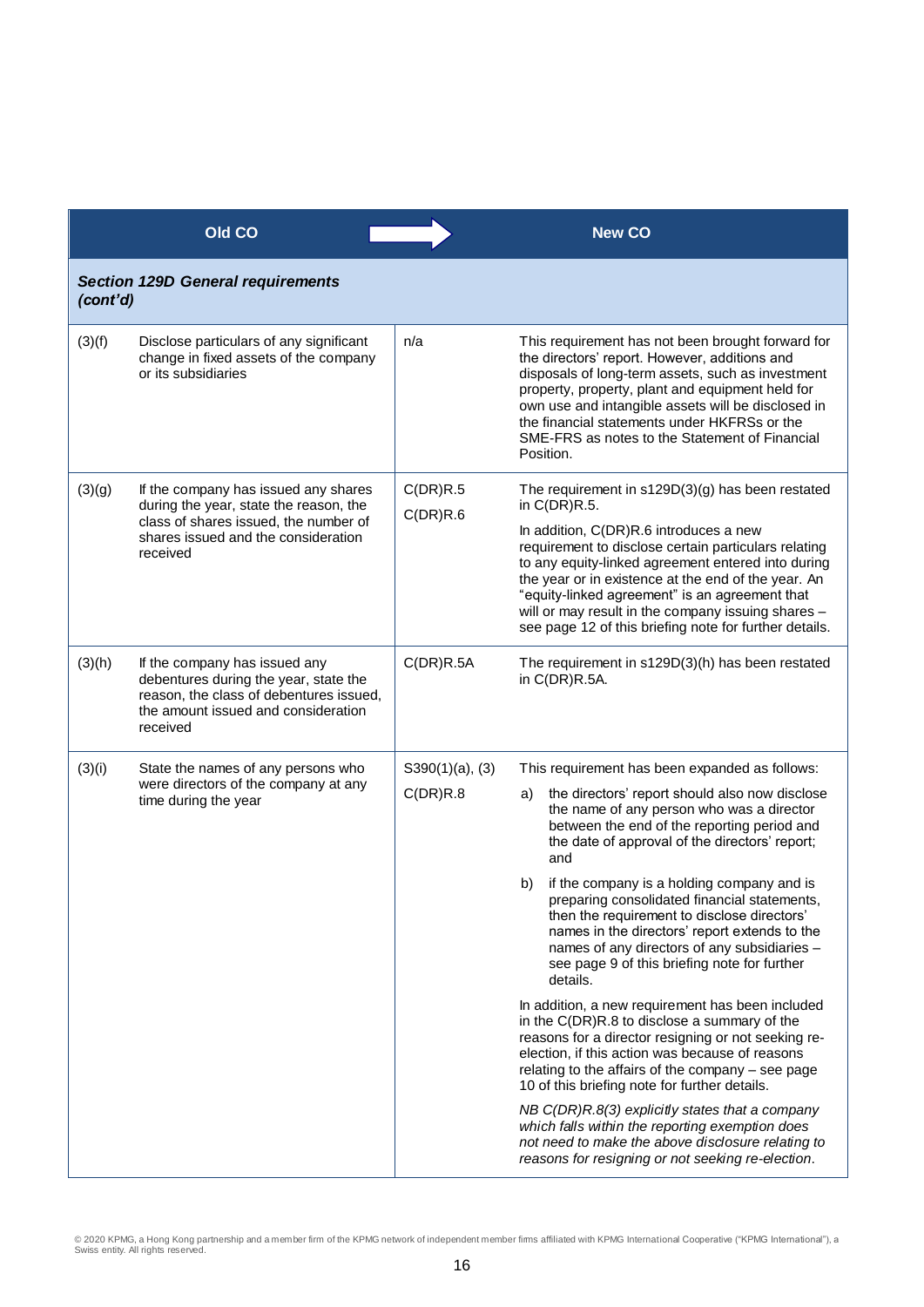| Old CO | | New CO | |
|---|---|---|---|
| ***Section 129D General requirements (cont'd)*** | | | |
| (3)(f) | Disclose particulars of any significant change in fixed assets of the company or its subsidiaries | n/a | This requirement has not been brought forward for the directors' report. However, additions and disposals of long-term assets, such as investment property, property, plant and equipment held for own use and intangible assets will be disclosed in the financial statements under HKFRSs or the SME-FRS as notes to the Statement of Financial Position. |
| (3)(g) | If the company has issued any shares during the year, state the reason, the class of shares issued, the number of shares issued and the consideration received | C(DR)R.5<br>C(DR)R.6 | The requirement in s129D(3)(g) has been restated in C(DR)R.5.<br><br>In addition, C(DR)R.6 introduces a new requirement to disclose certain particulars relating to any equity-linked agreement entered into during the year or in existence at the end of the year. An "equity-linked agreement" is an agreement that will or may result in the company issuing shares – see page 12 of this briefing note for further details. |
| (3)(h) | If the company has issued any debentures during the year, state the reason, the class of debentures issued, the amount issued and consideration received | C(DR)R.5A | The requirement in s129D(3)(h) has been restated in C(DR)R.5A. |
| (3)(i) | State the names of any persons who were directors of the company at any time during the year | S390(1)(a), (3)<br>C(DR)R.8 | This requirement has been expanded as follows:<br><br>a) the directors' report should also now disclose the name of any person who was a director between the end of the reporting period and the date of approval of the directors' report; and<br><br>b) if the company is a holding company and is preparing consolidated financial statements, then the requirement to disclose directors' names in the directors' report extends to the names of any directors of any subsidiaries – see page 9 of this briefing note for further details.<br><br>In addition, a new requirement has been included in the C(DR)R.8 to disclose a summary of the reasons for a director resigning or not seeking re-election, if this action was because of reasons relating to the affairs of the company – see page 10 of this briefing note for further details.<br><br>*NB C(DR)R.8(3) explicitly states that a company which falls within the reporting exemption does not need to make the above disclosure relating to reasons for resigning or not seeking re-election.* |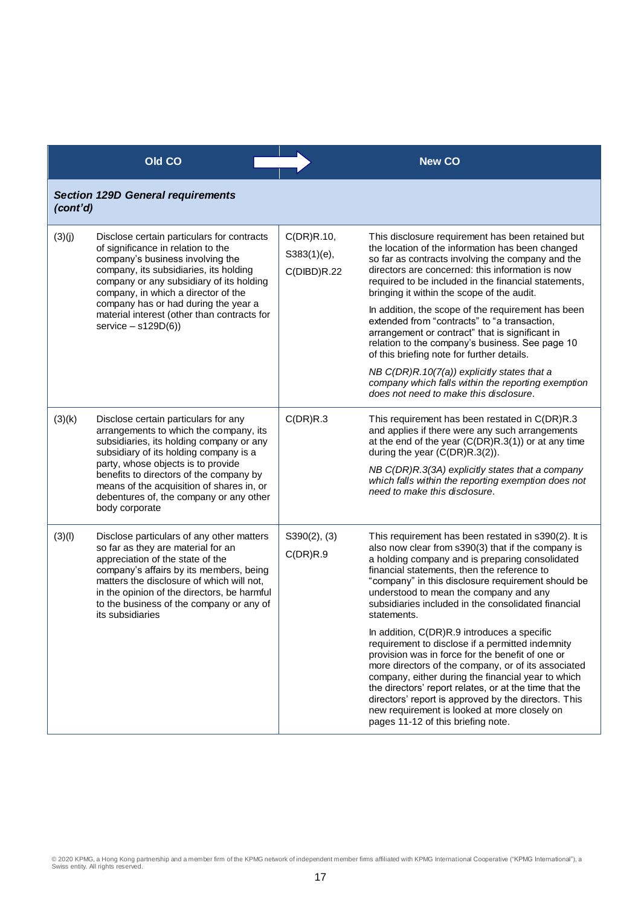| | Old CO | | New CO |
|---|---|---|---|
| ***Section 129D General requirements (cont'd)*** | | | |
| (3)(j) | Disclose certain particulars for contracts of significance in relation to the company's business involving the company, its subsidiaries, its holding company or any subsidiary of its holding company, in which a director of the company has or had during the year a material interest (other than contracts for service – s129D(6)) | C(DR)R.10, S383(1)(e), C(DIBD)R.22 | This disclosure requirement has been retained but the location of the information has been changed so far as contracts involving the company and the directors are concerned: this information is now required to be included in the financial statements, bringing it within the scope of the audit.<br><br>In addition, the scope of the requirement has been extended from "contracts" to "a transaction, arrangement or contract" that is significant in relation to the company's business. See page 10 of this briefing note for further details.<br><br>*NB C(DR)R.10(7(a)) explicitly states that a company which falls within the reporting exemption does not need to make this disclosure.* |
| (3)(k) | Disclose certain particulars for any arrangements to which the company, its subsidiaries, its holding company or any subsidiary of its holding company is a party, whose objects is to provide benefits to directors of the company by means of the acquisition of shares in, or debentures of, the company or any other body corporate | C(DR)R.3 | This requirement has been restated in C(DR)R.3 and applies if there were any such arrangements at the end of the year (C(DR)R.3(1)) or at any time during the year (C(DR)R.3(2)).<br><br>*NB C(DR)R.3(3A) explicitly states that a company which falls within the reporting exemption does not need to make this disclosure.* |
| (3)(l) | Disclose particulars of any other matters so far as they are material for an appreciation of the state of the company's affairs by its members, being matters the disclosure of which will not, in the opinion of the directors, be harmful to the business of the company or any of its subsidiaries | S390(2), (3)<br>C(DR)R.9 | This requirement has been restated in s390(2). It is also now clear from s390(3) that if the company is a holding company and is preparing consolidated financial statements, then the reference to "company" in this disclosure requirement should be understood to mean the company and any subsidiaries included in the consolidated financial statements.<br><br>In addition, C(DR)R.9 introduces a specific requirement to disclose if a permitted indemnity provision was in force for the benefit of one or more directors of the company, or of its associated company, either during the financial year to which the directors' report relates, or at the time that the directors' report is approved by the directors. This new requirement is looked at more closely on pages 11-12 of this briefing note. |

© 2020 KPMG, a Hong Kong partnership and a member firm of the KPMG network of independent member firms affiliated with KPMG International Cooperative ("KPMG International"), a Swiss entity. All rights reserved.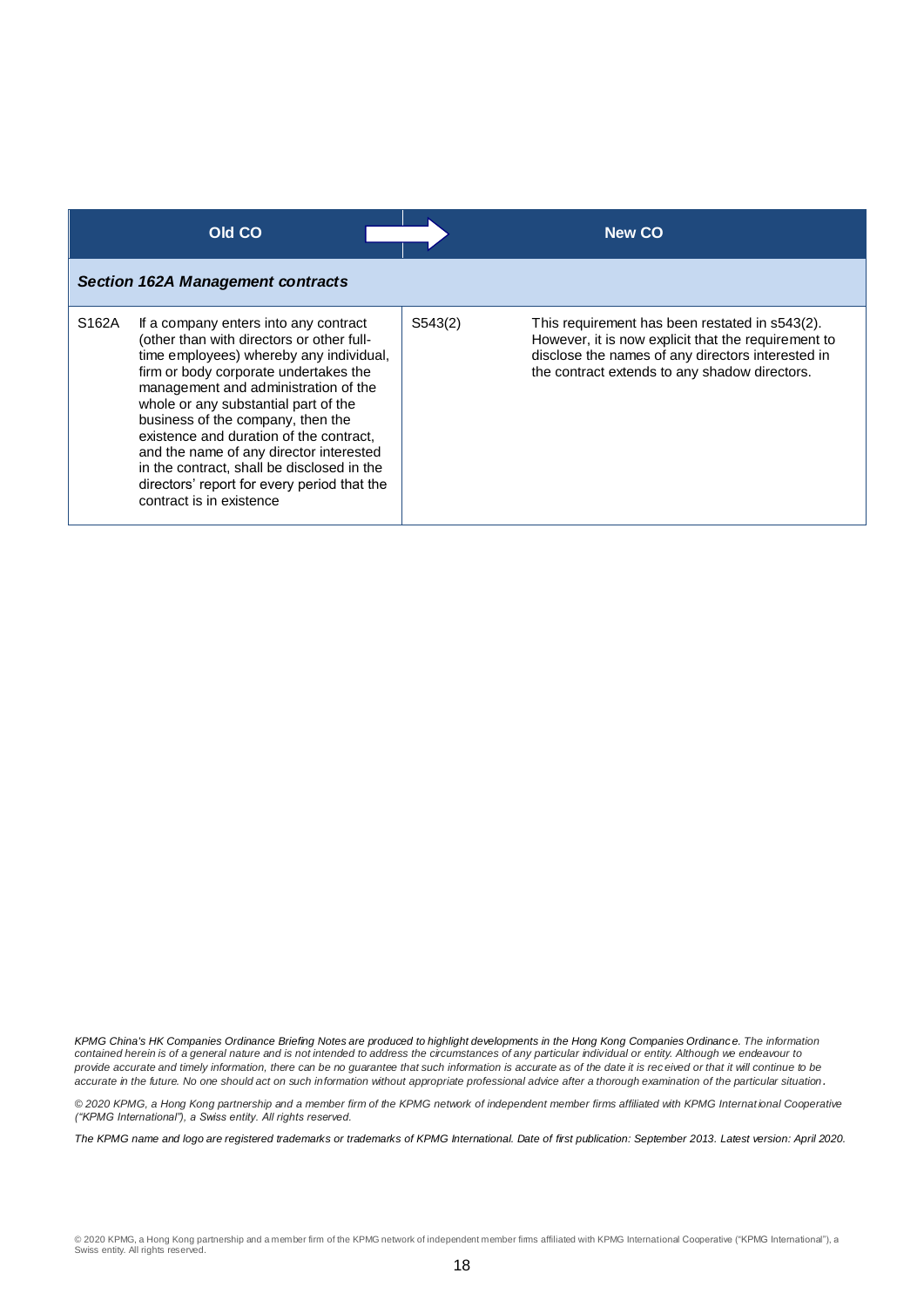| Old CO | | | New CO |
| --- | --- | --- | --- |
| ***Section 162A Management contracts*** | | | |
| S162A | If a company enters into any contract (other than with directors or other full-time employees) whereby any individual, firm or body corporate undertakes the management and administration of the whole or any substantial part of the business of the company, then the existence and duration of the contract, and the name of any director interested in the contract, shall be disclosed in the directors' report for every period that the contract is in existence | S543(2) | This requirement has been restated in s543(2). However, it is now explicit that the requirement to disclose the names of any directors interested in the contract extends to any shadow directors. |

*KPMG China's HK Companies Ordinance Briefing Notes are produced to highlight developments in the Hong Kong Companies Ordinance. The information contained herein is of a general nature and is not intended to address the circumstances of any particular individual or entity. Although we endeavour to provide accurate and timely information, there can be no guarantee that such information is accurate as of the date it is received or that it will continue to be accurate in the future. No one should act on such information without appropriate professional advice after a thorough examination of the particular situation.*

*© 2020 KPMG, a Hong Kong partnership and a member firm of the KPMG network of independent member firms affiliated with KPMG International Cooperative ("KPMG International"), a Swiss entity. All rights reserved.*

*The KPMG name and logo are registered trademarks or trademarks of KPMG International. Date of first publication: September 2013. Latest version: April 2020.*